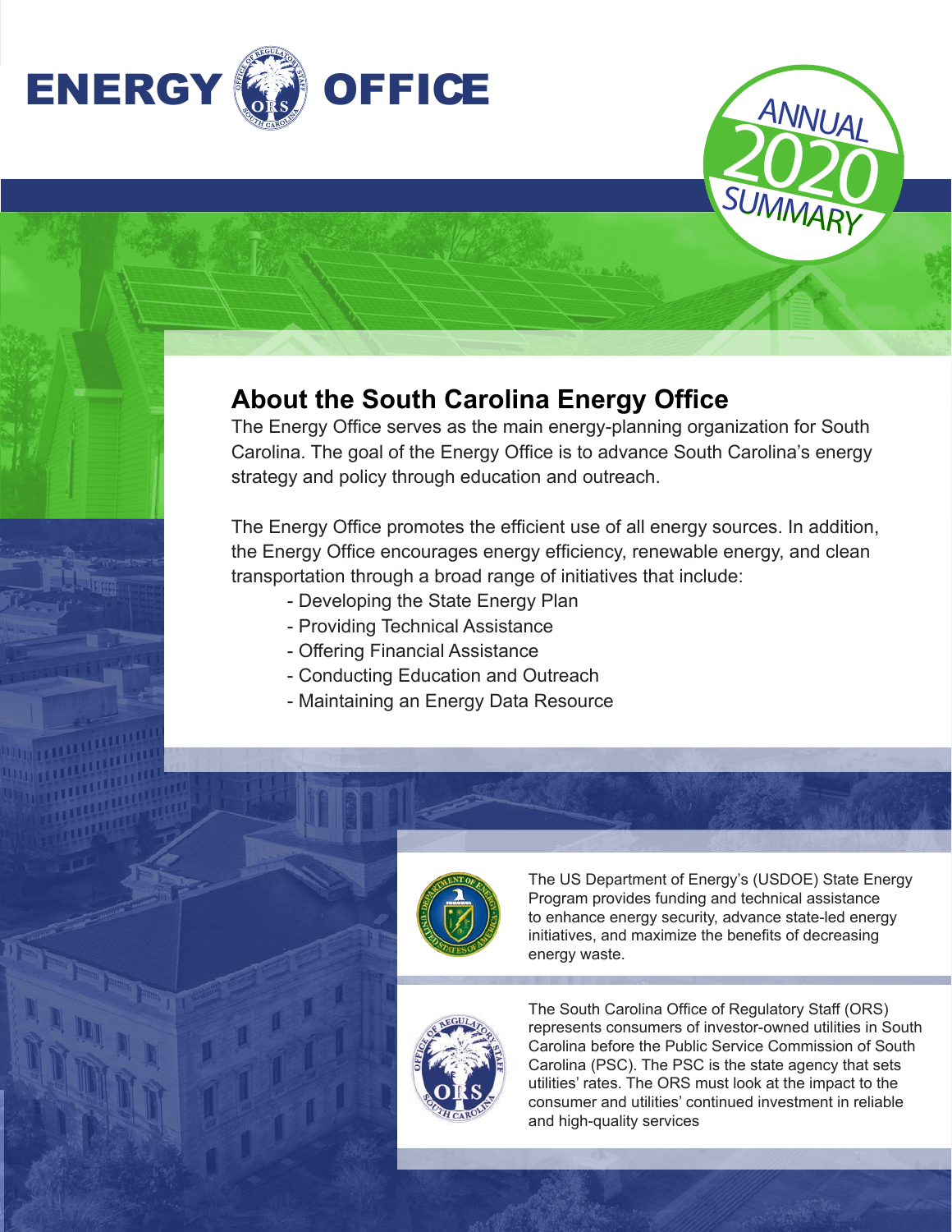# ENERGY OFFICE

ANNUAL 2020 SUMMARY

## About the South Carolina Energy Office

The Energy Office serves as the main energy-planning organization for South Carolina. The goal of the Energy Office is to advance South Carolina's energy strategy and policy through education and outreach.

The Energy Office promotes the efficient use of all energy sources. In addition, the Energy Office encourages energy efficiency, renewable energy, and clean transportation through a broad range of initiatives that include:

- Developing the State Energy Plan
- Providing Technical Assistance
- Offering Financial Assistance
- Conducting Education and Outreach
- Maintaining an Energy Data Resource

The US Department of Energy's (USDOE) State Energy Program provides funding and technical assistance to enhance energy security, advance state-led energy initiatives, and maximize the benefits of decreasing energy waste.

The South Carolina Office of Regulatory Staff (ORS) represents consumers of investor-owned utilities in South Carolina before the Public Service Commission of South Carolina (PSC). The PSC is the state agency that sets utilities' rates. The ORS must look at the impact to the consumer and utilities' continued investment in reliable and high-quality services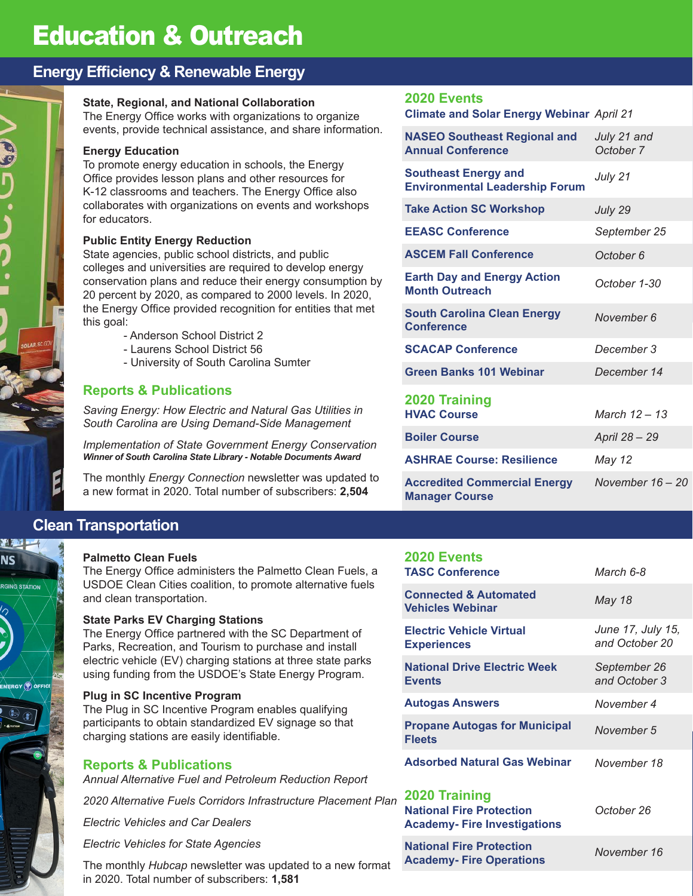# Education & Outreach

## Energy Efficiency & Renewable Energy

**State, Regional, and National Collaboration**
The Energy Office works with organizations to organize events, provide technical assistance, and share information.

**Energy Education**
To promote energy education in schools, the Energy Office provides lesson plans and other resources for K-12 classrooms and teachers. The Energy Office also collaborates with organizations on events and workshops for educators.

**Public Entity Energy Reduction**
State agencies, public school districts, and public colleges and universities are required to develop energy conservation plans and reduce their energy consumption by 20 percent by 2020, as compared to 2000 levels. In 2020, the Energy Office provided recognition for entities that met this goal:

- Anderson School District 2
- Laurens School District 56
- University of South Carolina Sumter

### Reports & Publications

*Saving Energy: How Electric and Natural Gas Utilities in South Carolina are Using Demand-Side Management*

*Implementation of State Government Energy Conservation*
***Winner of South Carolina State Library - Notable Documents Award***

The monthly *Energy Connection* newsletter was updated to a new format in 2020. Total number of subscribers: **2,504**

### 2020 Events

| Event | Date |
|---|---|
| Climate and Solar Energy Webinar | *April 21* |
| NASEO Southeast Regional and Annual Conference | *July 21 and October 7* |
| Southeast Energy and Environmental Leadership Forum | *July 21* |
| Take Action SC Workshop | *July 29* |
| EEASC Conference | *September 25* |
| ASCEM Fall Conference | *October 6* |
| Earth Day and Energy Action Month Outreach | *October 1-30* |
| South Carolina Clean Energy Conference | *November 6* |
| SCACAP Conference | *December 3* |
| Green Banks 101 Webinar | *December 14* |

### 2020 Training

| Training | Date |
|---|---|
| HVAC Course | *March 12 – 13* |
| Boiler Course | *April 28 – 29* |
| ASHRAE Course: Resilience | *May 12* |
| Accredited Commercial Energy Manager Course | *November 16 – 20* |

## Clean Transportation

**Palmetto Clean Fuels**
The Energy Office administers the Palmetto Clean Fuels, a USDOE Clean Cities coalition, to promote alternative fuels and clean transportation.

**State Parks EV Charging Stations**
The Energy Office partnered with the SC Department of Parks, Recreation, and Tourism to purchase and install electric vehicle (EV) charging stations at three state parks using funding from the USDOE's State Energy Program.

**Plug in SC Incentive Program**
The Plug in SC Incentive Program enables qualifying participants to obtain standardized EV signage so that charging stations are easily identifiable.

### Reports & Publications

*Annual Alternative Fuel and Petroleum Reduction Report*

*2020 Alternative Fuels Corridors Infrastructure Placement Plan*

*Electric Vehicles and Car Dealers*

*Electric Vehicles for State Agencies*

The monthly *Hubcap* newsletter was updated to a new format in 2020. Total number of subscribers: **1,581**

### 2020 Events

| Event | Date |
|---|---|
| TASC Conference | *March 6-8* |
| Connected & Automated Vehicles Webinar | *May 18* |
| Electric Vehicle Virtual Experiences | *June 17, July 15, and October 20* |
| National Drive Electric Week Events | *September 26 and October 3* |
| Autogas Answers | *November 4* |
| Propane Autogas for Municipal Fleets | *November 5* |
| Adsorbed Natural Gas Webinar | *November 18* |

### 2020 Training

| Training | Date |
|---|---|
| National Fire Protection Academy- Fire Investigations | *October 26* |
| National Fire Protection Academy- Fire Operations | *November 16* |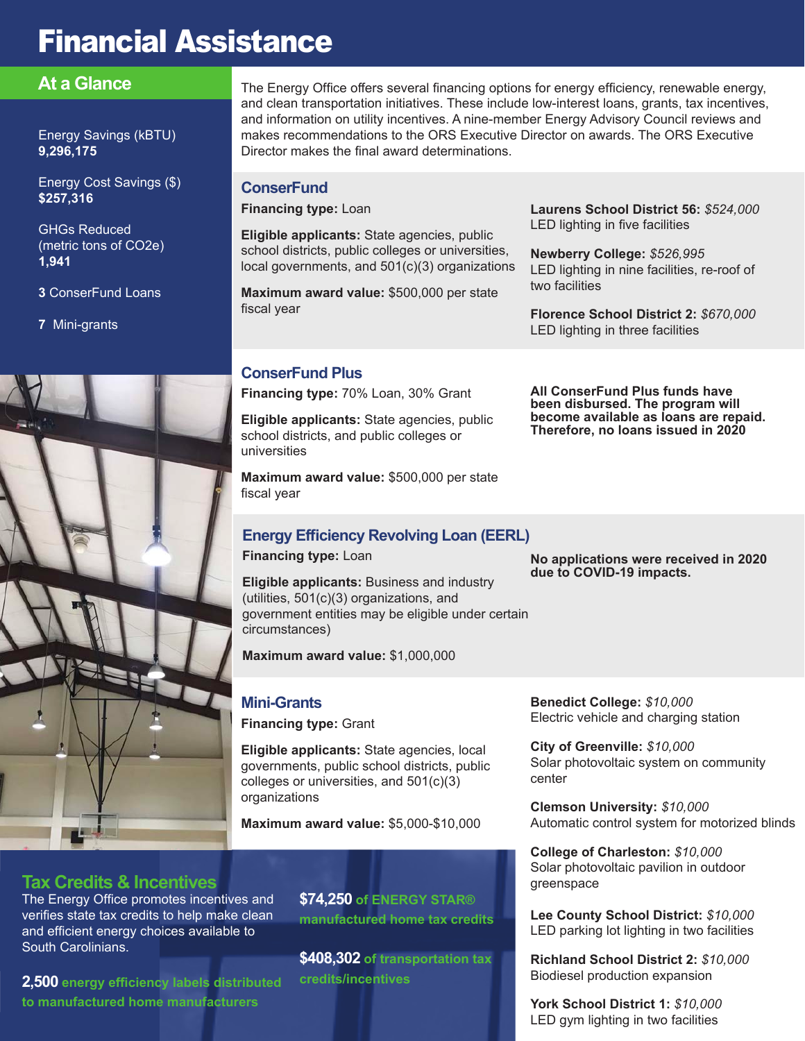# Financial Assistance

## At a Glance

Energy Savings (kBTU)
**9,296,175**

Energy Cost Savings ($)
**$257,316**

GHGs Reduced (metric tons of $CO_2e$)
**1,941**

**3** ConserFund Loans

**7** Mini-grants

The Energy Office offers several financing options for energy efficiency, renewable energy, and clean transportation initiatives. These include low-interest loans, grants, tax incentives, and information on utility incentives. A nine-member Energy Advisory Council reviews and makes recommendations to the ORS Executive Director on awards. The ORS Executive Director makes the final award determinations.

### ConserFund

**Financing type:** Loan

**Eligible applicants:** State agencies, public school districts, public colleges or universities, local governments, and 501(c)(3) organizations

**Maximum award value:** $500,000 per state fiscal year

**Laurens School District 56:** *$524,000*
LED lighting in five facilities

**Newberry College:** *$526,995*
LED lighting in nine facilities, re-roof of two facilities

**Florence School District 2:** *$670,000*
LED lighting in three facilities

### ConserFund Plus

**Financing type:** 70% Loan, 30% Grant

**Eligible applicants:** State agencies, public school districts, and public colleges or universities

**Maximum award value:** $500,000 per state fiscal year

**All ConserFund Plus funds have been disbursed. The program will become available as loans are repaid. Therefore, no loans issued in 2020**

### Energy Efficiency Revolving Loan (EERL)

**Financing type:** Loan

**Eligible applicants:** Business and industry (utilities, 501(c)(3) organizations, and government entities may be eligible under certain circumstances)

**Maximum award value:** $1,000,000

**No applications were received in 2020 due to COVID-19 impacts.**

### Mini-Grants

**Financing type:** Grant

**Eligible applicants:** State agencies, local governments, public school districts, public colleges or universities, and 501(c)(3) organizations

**Maximum award value:** $5,000-$10,000

**Benedict College:** *$10,000*
Electric vehicle and charging station

**City of Greenville:** *$10,000*
Solar photovoltaic system on community center

**Clemson University:** *$10,000*
Automatic control system for motorized blinds

**College of Charleston:** *$10,000*
Solar photovoltaic pavilion in outdoor greenspace

**Lee County School District:** *$10,000*
LED parking lot lighting in two facilities

**Richland School District 2:** *$10,000*
Biodiesel production expansion

**York School District 1:** *$10,000*
LED gym lighting in two facilities

## Tax Credits & Incentives

The Energy Office promotes incentives and verifies state tax credits to help make clean and efficient energy choices available to South Carolinians.

**2,500** energy efficiency labels distributed to manufactured home manufacturers

**$74,250** of ENERGY STAR® manufactured home tax credits

**$408,302** of transportation tax credits/incentives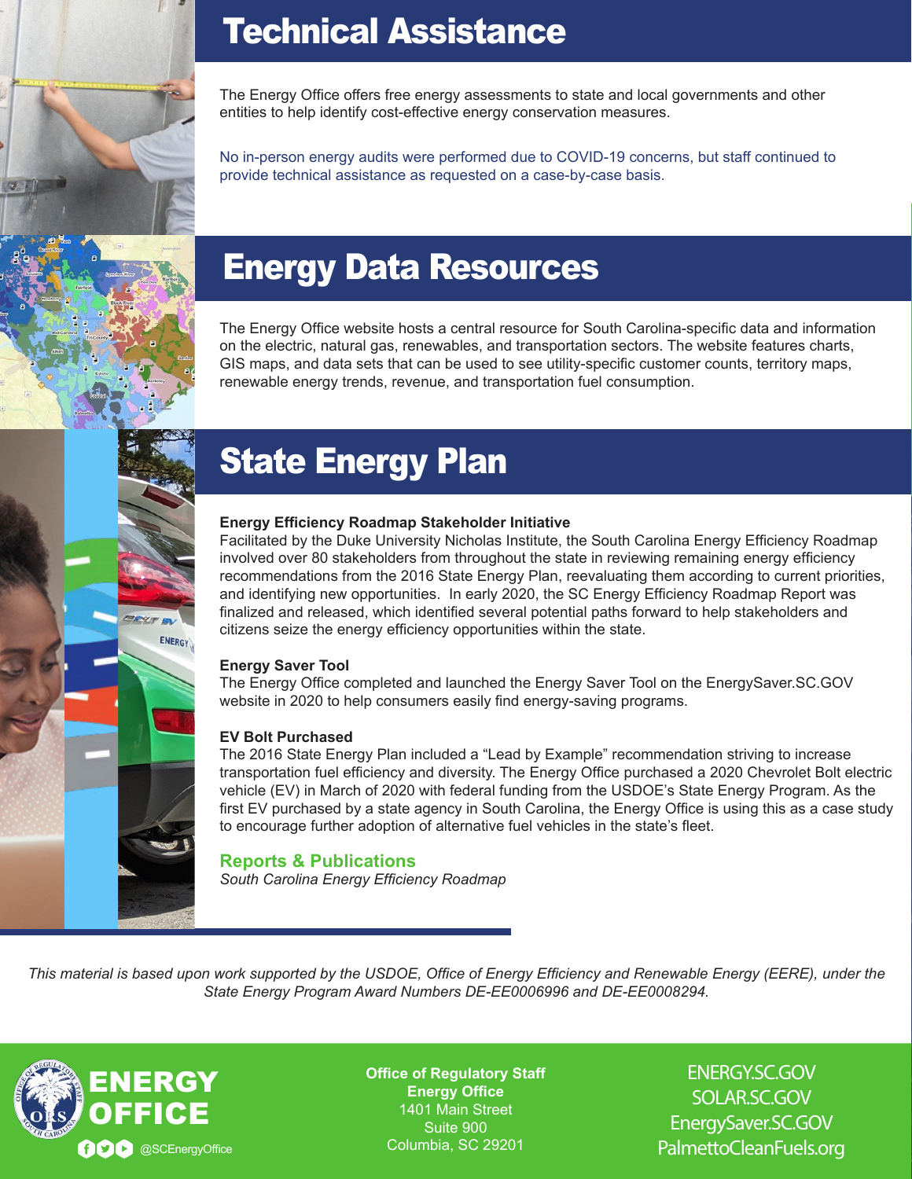# Technical Assistance

The Energy Office offers free energy assessments to state and local governments and other entities to help identify cost-effective energy conservation measures.

No in-person energy audits were performed due to COVID-19 concerns, but staff continued to provide technical assistance as requested on a case-by-case basis.

# Energy Data Resources

The Energy Office website hosts a central resource for South Carolina-specific data and information on the electric, natural gas, renewables, and transportation sectors. The website features charts, GIS maps, and data sets that can be used to see utility-specific customer counts, territory maps, renewable energy trends, revenue, and transportation fuel consumption.

# State Energy Plan

**Energy Efficiency Roadmap Stakeholder Initiative**
Facilitated by the Duke University Nicholas Institute, the South Carolina Energy Efficiency Roadmap involved over 80 stakeholders from throughout the state in reviewing remaining energy efficiency recommendations from the 2016 State Energy Plan, reevaluating them according to current priorities, and identifying new opportunities. In early 2020, the SC Energy Efficiency Roadmap Report was finalized and released, which identified several potential paths forward to help stakeholders and citizens seize the energy efficiency opportunities within the state.

**Energy Saver Tool**
The Energy Office completed and launched the Energy Saver Tool on the EnergySaver.SC.GOV website in 2020 to help consumers easily find energy-saving programs.

**EV Bolt Purchased**
The 2016 State Energy Plan included a "Lead by Example" recommendation striving to increase transportation fuel efficiency and diversity. The Energy Office purchased a 2020 Chevrolet Bolt electric vehicle (EV) in March of 2020 with federal funding from the USDOE's State Energy Program. As the first EV purchased by a state agency in South Carolina, the Energy Office is using this as a case study to encourage further adoption of alternative fuel vehicles in the state's fleet.

## Reports & Publications

*South Carolina Energy Efficiency Roadmap*

*This material is based upon work supported by the USDOE, Office of Energy Efficiency and Renewable Energy (EERE), under the State Energy Program Award Numbers DE-EE0006996 and DE-EE0008294.*

**ENERGY OFFICE**
@SCEnergyOffice

**Office of Regulatory Staff**
**Energy Office**
1401 Main Street
Suite 900
Columbia, SC 29201

ENERGY.SC.GOV
SOLAR.SC.GOV
EnergySaver.SC.GOV
PalmettoCleanFuels.org